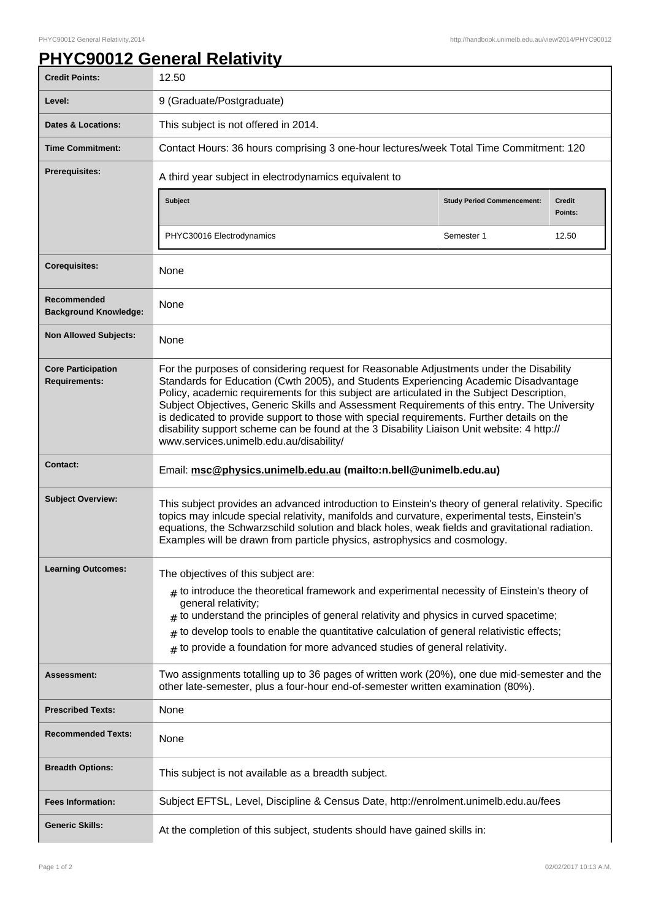# PHYC90012 General Relativity

| | |
|---|---|
| **Credit Points:** | 12.50 |
| **Level:** | 9 (Graduate/Postgraduate) |
| **Dates & Locations:** | This subject is not offered in 2014. |
| **Time Commitment:** | Contact Hours: 36 hours comprising 3 one-hour lectures/week Total Time Commitment: 120 |
| **Prerequisites:** | A third year subject in electrodynamics equivalent to<br><br>**Subject** / **Study Period Commencement:** / **Credit Points:**<br>PHYC30016 Electrodynamics / Semester 1 / 12.50 |
| **Corequisites:** | None |
| **Recommended Background Knowledge:** | None |
| **Non Allowed Subjects:** | None |
| **Core Participation Requirements:** | For the purposes of considering request for Reasonable Adjustments under the Disability Standards for Education (Cwth 2005), and Students Experiencing Academic Disadvantage Policy, academic requirements for this subject are articulated in the Subject Description, Subject Objectives, Generic Skills and Assessment Requirements of this entry. The University is dedicated to provide support to those with special requirements. Further details on the disability support scheme can be found at the 3 Disability Liaison Unit website: 4 http:// www.services.unimelb.edu.au/disability/ |
| **Contact:** | Email: **msc@physics.unimelb.edu.au (mailto:n.bell@unimelb.edu.au)** |
| **Subject Overview:** | This subject provides an advanced introduction to Einstein's theory of general relativity. Specific topics may inlcude special relativity, manifolds and curvature, experimental tests, Einstein's equations, the Schwarzschild solution and black holes, weak fields and gravitational radiation. Examples will be drawn from particle physics, astrophysics and cosmology. |
| **Learning Outcomes:** | The objectives of this subject are:<br># to introduce the theoretical framework and experimental necessity of Einstein's theory of general relativity;<br># to understand the principles of general relativity and physics in curved spacetime;<br># to develop tools to enable the quantitative calculation of general relativistic effects;<br># to provide a foundation for more advanced studies of general relativity. |
| **Assessment:** | Two assignments totalling up to 36 pages of written work (20%), one due mid-semester and the other late-semester, plus a four-hour end-of-semester written examination (80%). |
| **Prescribed Texts:** | None |
| **Recommended Texts:** | None |
| **Breadth Options:** | This subject is not available as a breadth subject. |
| **Fees Information:** | Subject EFTSL, Level, Discipline & Census Date, http://enrolment.unimelb.edu.au/fees |
| **Generic Skills:** | At the completion of this subject, students should have gained skills in: |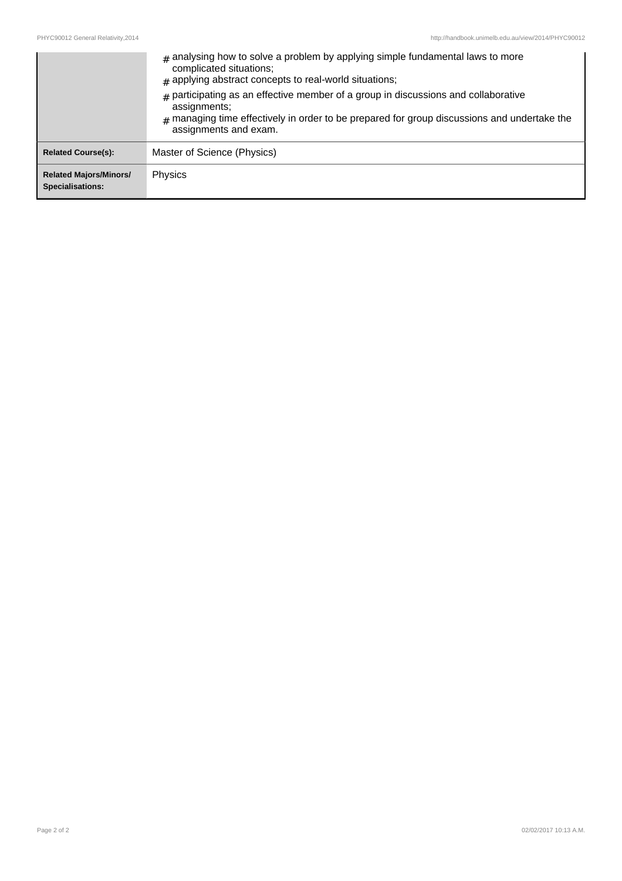| | |
|---|---|
| | # analysing how to solve a problem by applying simple fundamental laws to more complicated situations;<br># applying abstract concepts to real-world situations;<br># participating as an effective member of a group in discussions and collaborative assignments;<br># managing time effectively in order to be prepared for group discussions and undertake the assignments and exam. |
| **Related Course(s):** | Master of Science (Physics) |
| **Related Majors/Minors/ Specialisations:** | Physics |